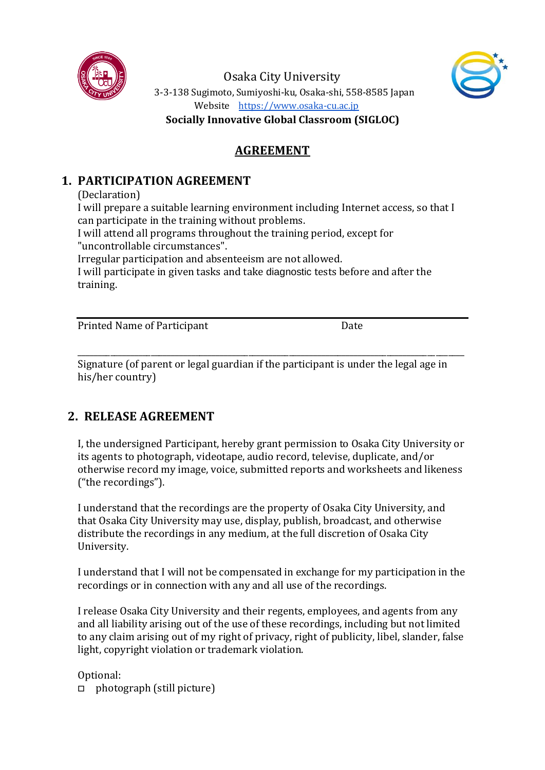Osaka City University
3-3-138 Sugimoto, Sumiyoshi-ku, Osaka-shi, 558-8585 Japan
Website https://www.osaka-cu.ac.jp

**Socially Innovative Global Classroom (SIGLOC)**

# AGREEMENT

## 1. PARTICIPATION AGREEMENT

(Declaration)
I will prepare a suitable learning environment including Internet access, so that I can participate in the training without problems.
I will attend all programs throughout the training period, except for "uncontrollable circumstances".
Irregular participation and absenteeism are not allowed.
I will participate in given tasks and take diagnostic tests before and after the training.

______________________________________________________________________

Printed Name of Participant                                        Date

______________________________________________________________________

Signature (of parent or legal guardian if the participant is under the legal age in his/her country)

## 2. RELEASE AGREEMENT

I, the undersigned Participant, hereby grant permission to Osaka City University or its agents to photograph, videotape, audio record, televise, duplicate, and/or otherwise record my image, voice, submitted reports and worksheets and likeness ("the recordings").

I understand that the recordings are the property of Osaka City University, and that Osaka City University may use, display, publish, broadcast, and otherwise distribute the recordings in any medium, at the full discretion of Osaka City University.

I understand that I will not be compensated in exchange for my participation in the recordings or in connection with any and all use of the recordings.

I release Osaka City University and their regents, employees, and agents from any and all liability arising out of the use of these recordings, including but not limited to any claim arising out of my right of privacy, right of publicity, libel, slander, false light, copyright violation or trademark violation.

Optional:

- ☐ photograph (still picture)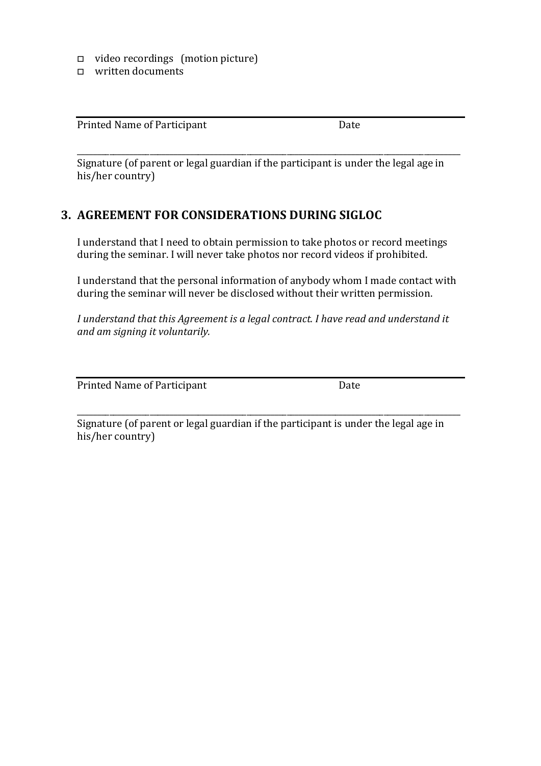- ☐ video recordings (motion picture)
- ☐ written documents

______________________________________________________________________

Printed Name of Participant Date

______________________________________________________________________

Signature (of parent or legal guardian if the participant is under the legal age in his/her country)

## 3. AGREEMENT FOR CONSIDERATIONS DURING SIGLOC

I understand that I need to obtain permission to take photos or record meetings during the seminar. I will never take photos nor record videos if prohibited.

I understand that the personal information of anybody whom I made contact with during the seminar will never be disclosed without their written permission.

*I understand that this Agreement is a legal contract. I have read and understand it and am signing it voluntarily.*

______________________________________________________________________

Printed Name of Participant Date

______________________________________________________________________

Signature (of parent or legal guardian if the participant is under the legal age in his/her country)